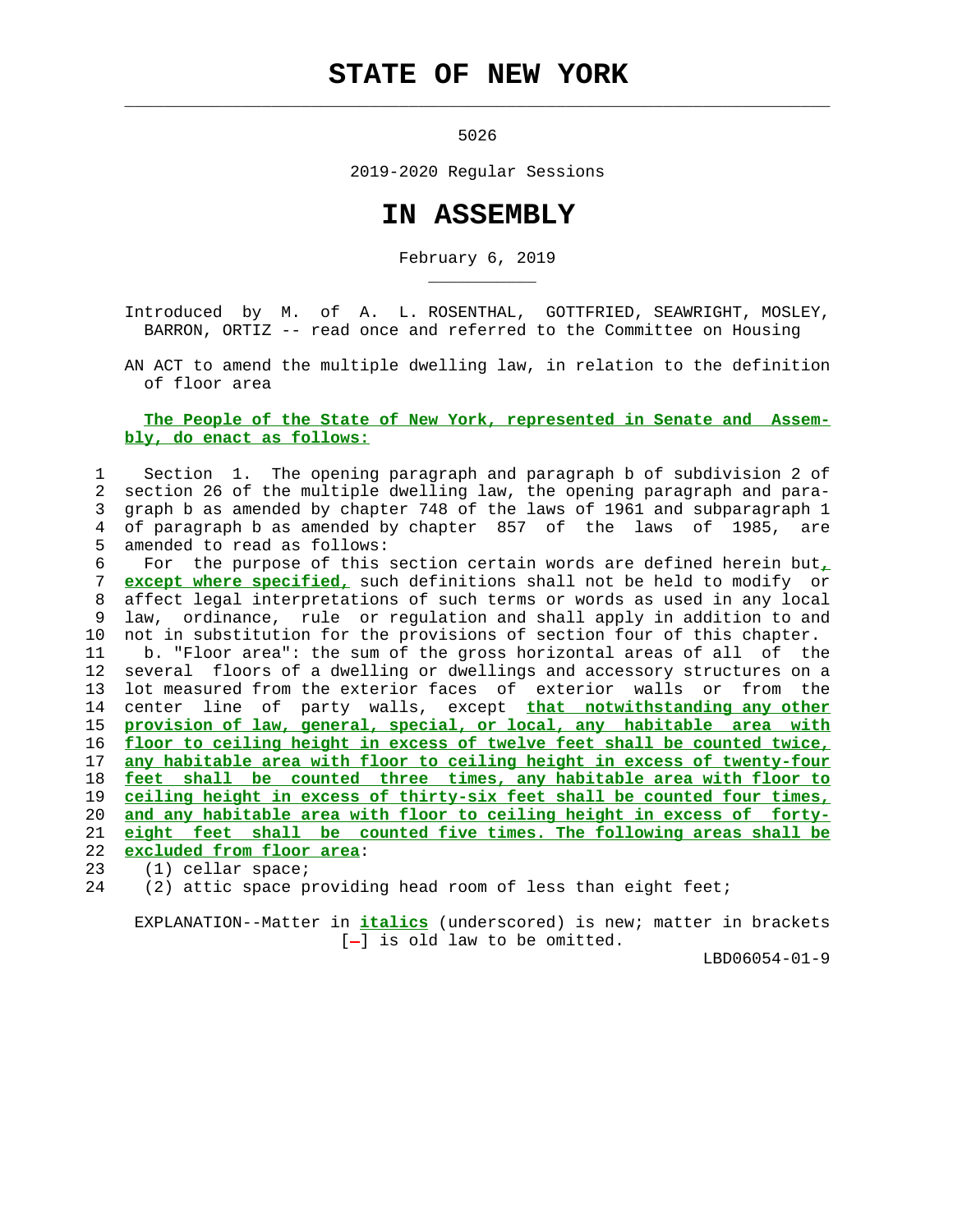# STATE OF NEW YORK

5026

2019-2020 Regular Sessions

# IN ASSEMBLY

February 6, 2019

Introduced by M. of A. L. ROSENTHAL, GOTTFRIED, SEAWRIGHT, MOSLEY, BARRON, ORTIZ -- read once and referred to the Committee on Housing

AN ACT to amend the multiple dwelling law, in relation to the definition of floor area

**The People of the State of New York, represented in Senate and Assembly, do enact as follows:**

1 Section 1. The opening paragraph and paragraph b of subdivision 2 of
2 section 26 of the multiple dwelling law, the opening paragraph and para-
3 graph b as amended by chapter 748 of the laws of 1961 and subparagraph 1
4 of paragraph b as amended by chapter 857 of the laws of 1985, are
5 amended to read as follows:
6 For the purpose of this section certain words are defined herein but**,**
7 **except where specified,** such definitions shall not be held to modify or
8 affect legal interpretations of such terms or words as used in any local
9 law, ordinance, rule or regulation and shall apply in addition to and
10 not in substitution for the provisions of section four of this chapter.
11 b. "Floor area": the sum of the gross horizontal areas of all of the
12 several floors of a dwelling or dwellings and accessory structures on a
13 lot measured from the exterior faces of exterior walls or from the
14 center line of party walls, except **that notwithstanding any other**
15 **provision of law, general, special, or local, any habitable area with**
16 **floor to ceiling height in excess of twelve feet shall be counted twice,**
17 **any habitable area with floor to ceiling height in excess of twenty-four**
18 **feet shall be counted three times, any habitable area with floor to**
19 **ceiling height in excess of thirty-six feet shall be counted four times,**
20 **and any habitable area with floor to ceiling height in excess of forty-**
21 **eight feet shall be counted five times. The following areas shall be**
22 **excluded from floor area**:
23 (1) cellar space;
24 (2) attic space providing head room of less than eight feet;

EXPLANATION--Matter in ***italics*** (underscored) is new; matter in brackets [-] is old law to be omitted.

LBD06054-01-9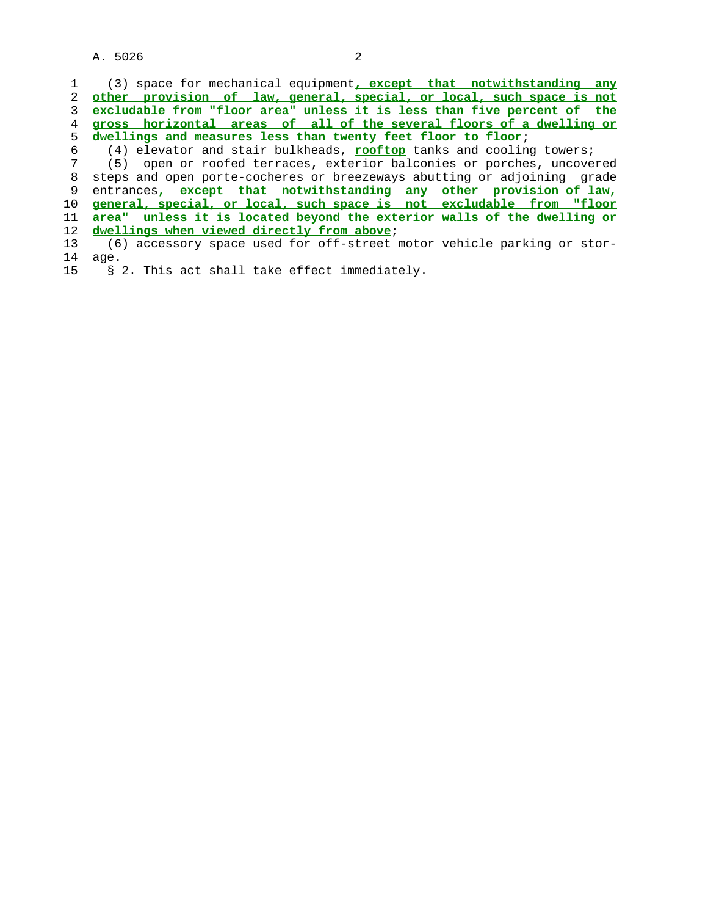(3) space for mechanical equipment**, except that notwithstanding any other provision of law, general, special, or local, such space is not excludable from "floor area" unless it is less than five percent of the gross horizontal areas of all of the several floors of a dwelling or dwellings and measures less than twenty feet floor to floor**;

(4) elevator and stair bulkheads, **rooftop** tanks and cooling towers;

(5) open or roofed terraces, exterior balconies or porches, uncovered steps and open porte-cocheres or breezeways abutting or adjoining grade entrances**, except that notwithstanding any other provision of law, general, special, or local, such space is not excludable from "floor area" unless it is located beyond the exterior walls of the dwelling or dwellings when viewed directly from above**;

(6) accessory space used for off-street motor vehicle parking or storage.

§ 2. This act shall take effect immediately.